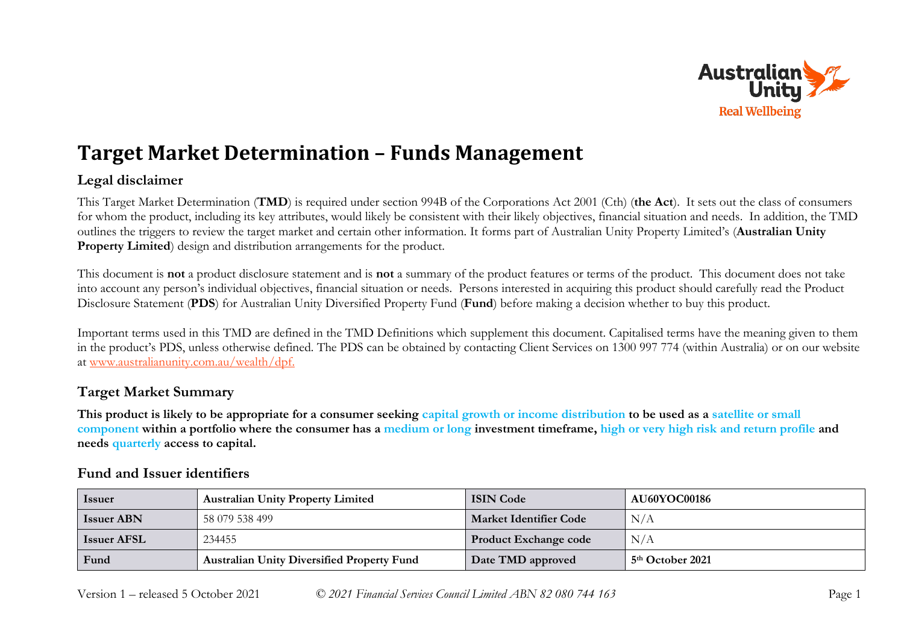# Target Market Determination – Funds Management

## Legal disclaimer

This Target Market Determination (**TMD**) is required under section 994B of the Corporations Act 2001 (Cth) (**the Act**). It sets out the class of consumers for whom the product, including its key attributes, would likely be consistent with their likely objectives, financial situation and needs. In addition, the TMD outlines the triggers to review the target market and certain other information. It forms part of Australian Unity Property Limited's (**Australian Unity Property Limited**) design and distribution arrangements for the product.

This document is **not** a product disclosure statement and is **not** a summary of the product features or terms of the product. This document does not take into account any person's individual objectives, financial situation or needs. Persons interested in acquiring this product should carefully read the Product Disclosure Statement (**PDS**) for Australian Unity Diversified Property Fund (**Fund**) before making a decision whether to buy this product.

Important terms used in this TMD are defined in the TMD Definitions which supplement this document. Capitalised terms have the meaning given to them in the product's PDS, unless otherwise defined. The PDS can be obtained by contacting Client Services on 1300 997 774 (within Australia) or on our website at www.australianunity.com.au/wealth/dpf.

## Target Market Summary

**This product is likely to be appropriate for a consumer seeking capital growth or income distribution to be used as a satellite or small component within a portfolio where the consumer has a medium or long investment timeframe, high or very high risk and return profile and needs quarterly access to capital.**

## Fund and Issuer identifiers

| Issuer | Australian Unity Property Limited | ISIN Code | AU60YOC00186 |
|---|---|---|---|
| Issuer ABN | 58 079 538 499 | Market Identifier Code | N/A |
| Issuer AFSL | 234455 | Product Exchange code | N/A |
| Fund | Australian Unity Diversified Property Fund | Date TMD approved | 5th October 2021 |

Version 1 – released 5 October 2021 *© 2021 Financial Services Council Limited ABN 82 080 744 163*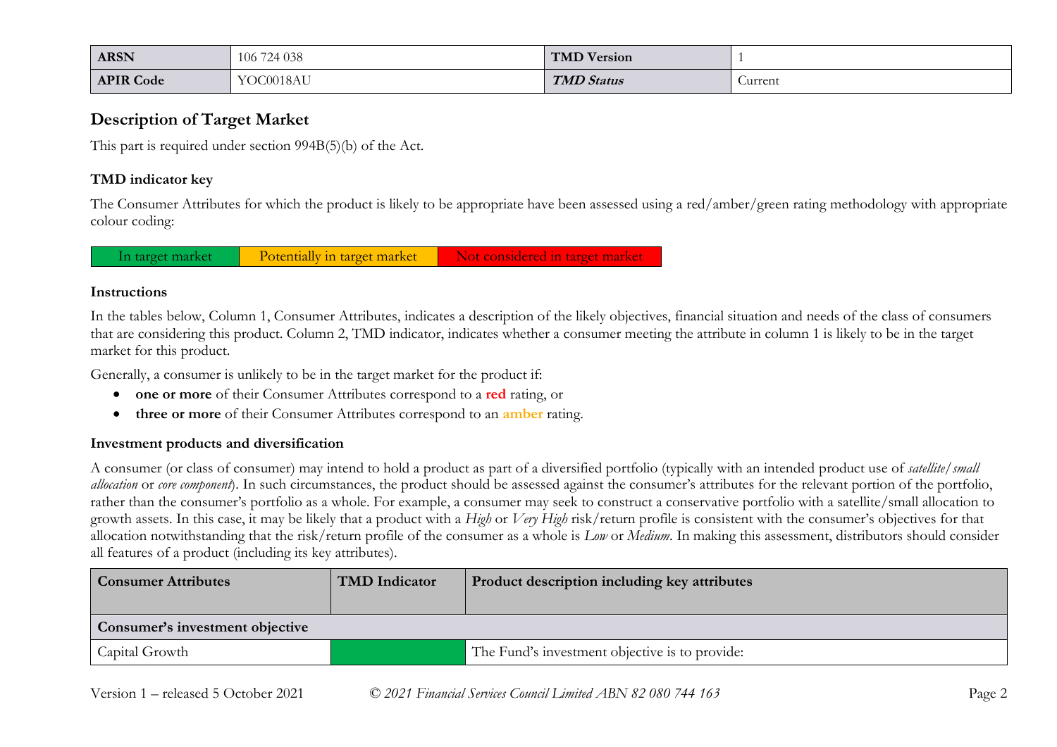| ARSN | 106 724 038 | TMD Version | 1 |
| --- | --- | --- | --- |
| APIR Code | YOC0018AU | ***TMD Status*** | Current |

## Description of Target Market

This part is required under section 994B(5)(b) of the Act.

### TMD indicator key

The Consumer Attributes for which the product is likely to be appropriate have been assessed using a red/amber/green rating methodology with appropriate colour coding:

| In target market | Potentially in target market | Not considered in target market |
| --- | --- | --- |

### Instructions

In the tables below, Column 1, Consumer Attributes, indicates a description of the likely objectives, financial situation and needs of the class of consumers that are considering this product. Column 2, TMD indicator, indicates whether a consumer meeting the attribute in column 1 is likely to be in the target market for this product.

Generally, a consumer is unlikely to be in the target market for the product if:

- **one or more** of their Consumer Attributes correspond to a **red** rating, or
- **three or more** of their Consumer Attributes correspond to an **amber** rating.

### Investment products and diversification

A consumer (or class of consumer) may intend to hold a product as part of a diversified portfolio (typically with an intended product use of *satellite/small allocation* or *core component*). In such circumstances, the product should be assessed against the consumer's attributes for the relevant portion of the portfolio, rather than the consumer's portfolio as a whole. For example, a consumer may seek to construct a conservative portfolio with a satellite/small allocation to growth assets. In this case, it may be likely that a product with a *High* or *Very High* risk/return profile is consistent with the consumer's objectives for that allocation notwithstanding that the risk/return profile of the consumer as a whole is *Low* or *Medium*. In making this assessment, distributors should consider all features of a product (including its key attributes).

| Consumer Attributes | TMD Indicator | Product description including key attributes |
| --- | --- | --- |
| **Consumer's investment objective** | | |
| Capital Growth | In target market | The Fund's investment objective is to provide: |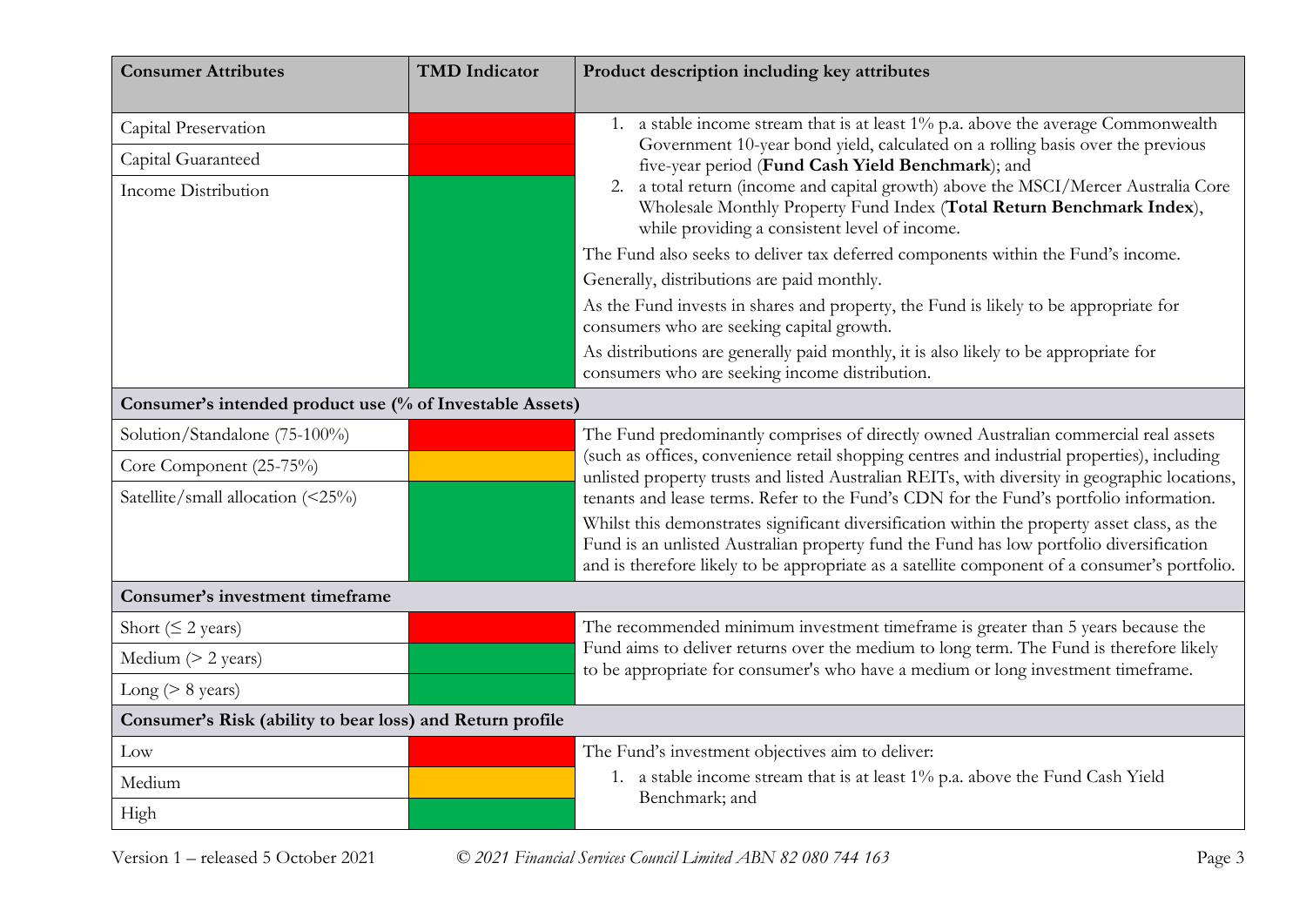| Consumer Attributes | TMD Indicator | Product description including key attributes |
|---|---|---|
| Capital Preservation | Red | 1. a stable income stream that is at least 1% p.a. above the average Commonwealth Government 10-year bond yield, calculated on a rolling basis over the previous five-year period (**Fund Cash Yield Benchmark**); and<br>2. a total return (income and capital growth) above the MSCI/Mercer Australia Core Wholesale Monthly Property Fund Index (**Total Return Benchmark Index**), while providing a consistent level of income.<br>The Fund also seeks to deliver tax deferred components within the Fund's income.<br>Generally, distributions are paid monthly.<br>As the Fund invests in shares and property, the Fund is likely to be appropriate for consumers who are seeking capital growth.<br>As distributions are generally paid monthly, it is also likely to be appropriate for consumers who are seeking income distribution. |
| Capital Guaranteed | Red | |
| Income Distribution | Green | |
| **Consumer's intended product use (% of Investable Assets)** | | |
| Solution/Standalone (75-100%) | Red | The Fund predominantly comprises of directly owned Australian commercial real assets (such as offices, convenience retail shopping centres and industrial properties), including unlisted property trusts and listed Australian REITs, with diversity in geographic locations, tenants and lease terms. Refer to the Fund's CDN for the Fund's portfolio information.<br>Whilst this demonstrates significant diversification within the property asset class, as the Fund is an unlisted Australian property fund the Fund has low portfolio diversification and is therefore likely to be appropriate as a satellite component of a consumer's portfolio. |
| Core Component (25-75%) | Amber | |
| Satellite/small allocation (<25%) | Green | |
| **Consumer's investment timeframe** | | |
| Short (≤ 2 years) | Red | The recommended minimum investment timeframe is greater than 5 years because the Fund aims to deliver returns over the medium to long term. The Fund is therefore likely to be appropriate for consumer's who have a medium or long investment timeframe. |
| Medium (> 2 years) | Green | |
| Long (> 8 years) | Green | |
| **Consumer's Risk (ability to bear loss) and Return profile** | | |
| Low | Red | The Fund's investment objectives aim to deliver:<br>1. a stable income stream that is at least 1% p.a. above the Fund Cash Yield Benchmark; and |
| Medium | Amber | |
| High | Green | |

Version 1 – released 5 October 2021 © 2021 Financial Services Council Limited ABN 82 080 744 163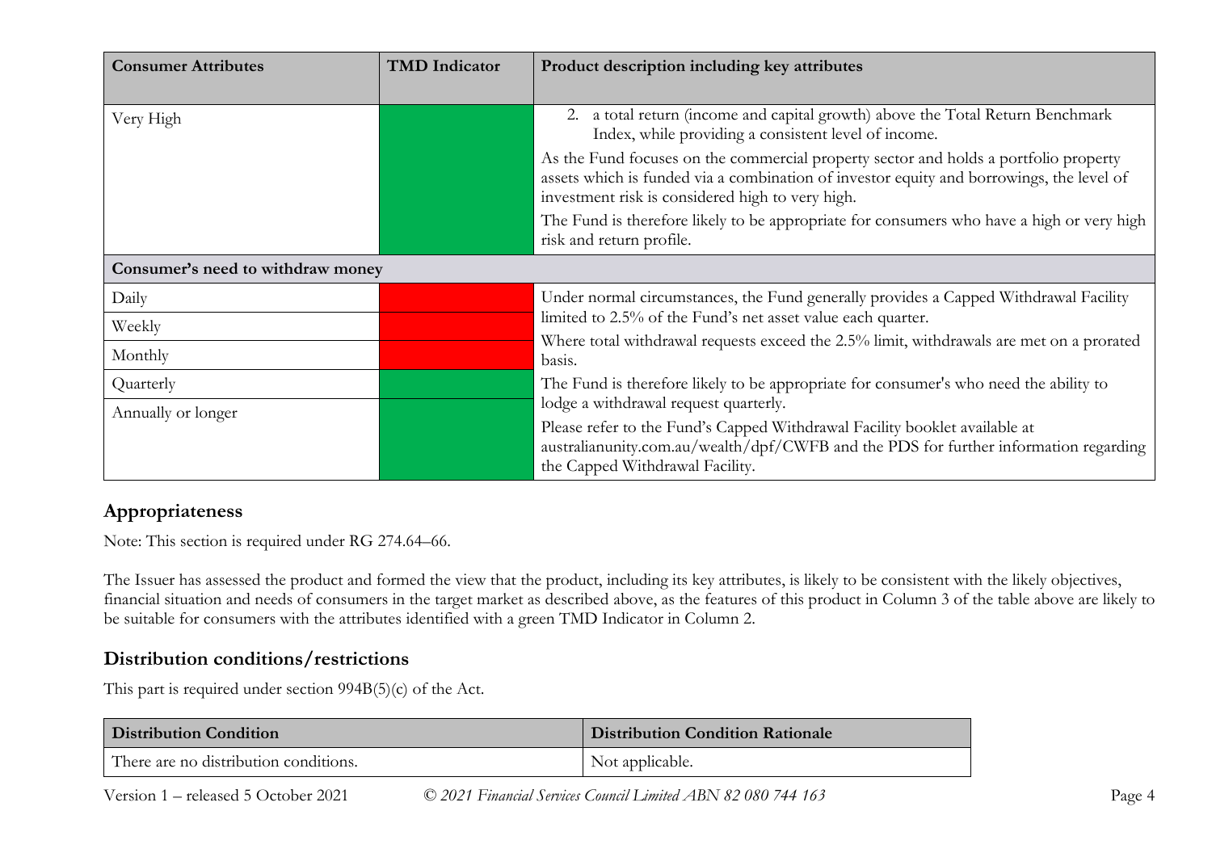| Consumer Attributes | TMD Indicator | Product description including key attributes |
|---|---|---|
| Very High | Green | 2. a total return (income and capital growth) above the Total Return Benchmark Index, while providing a consistent level of income.<br>As the Fund focuses on the commercial property sector and holds a portfolio property assets which is funded via a combination of investor equity and borrowings, the level of investment risk is considered high to very high.<br>The Fund is therefore likely to be appropriate for consumers who have a high or very high risk and return profile. |
| **Consumer's need to withdraw money** | | |
| Daily | Red | Under normal circumstances, the Fund generally provides a Capped Withdrawal Facility limited to 2.5% of the Fund's net asset value each quarter.<br>Where total withdrawal requests exceed the 2.5% limit, withdrawals are met on a prorated basis.<br>The Fund is therefore likely to be appropriate for consumer's who need the ability to lodge a withdrawal request quarterly.<br>Please refer to the Fund's Capped Withdrawal Facility booklet available at australianunity.com.au/wealth/dpf/CWFB and the PDS for further information regarding the Capped Withdrawal Facility. |
| Weekly | Red | |
| Monthly | Red | |
| Quarterly | Green | |
| Annually or longer | Green | |

## Appropriateness

Note: This section is required under RG 274.64–66.

The Issuer has assessed the product and formed the view that the product, including its key attributes, is likely to be consistent with the likely objectives, financial situation and needs of consumers in the target market as described above, as the features of this product in Column 3 of the table above are likely to be suitable for consumers with the attributes identified with a green TMD Indicator in Column 2.

## Distribution conditions/restrictions

This part is required under section 994B(5)(c) of the Act.

| Distribution Condition | Distribution Condition Rationale |
|---|---|
| There are no distribution conditions. | Not applicable. |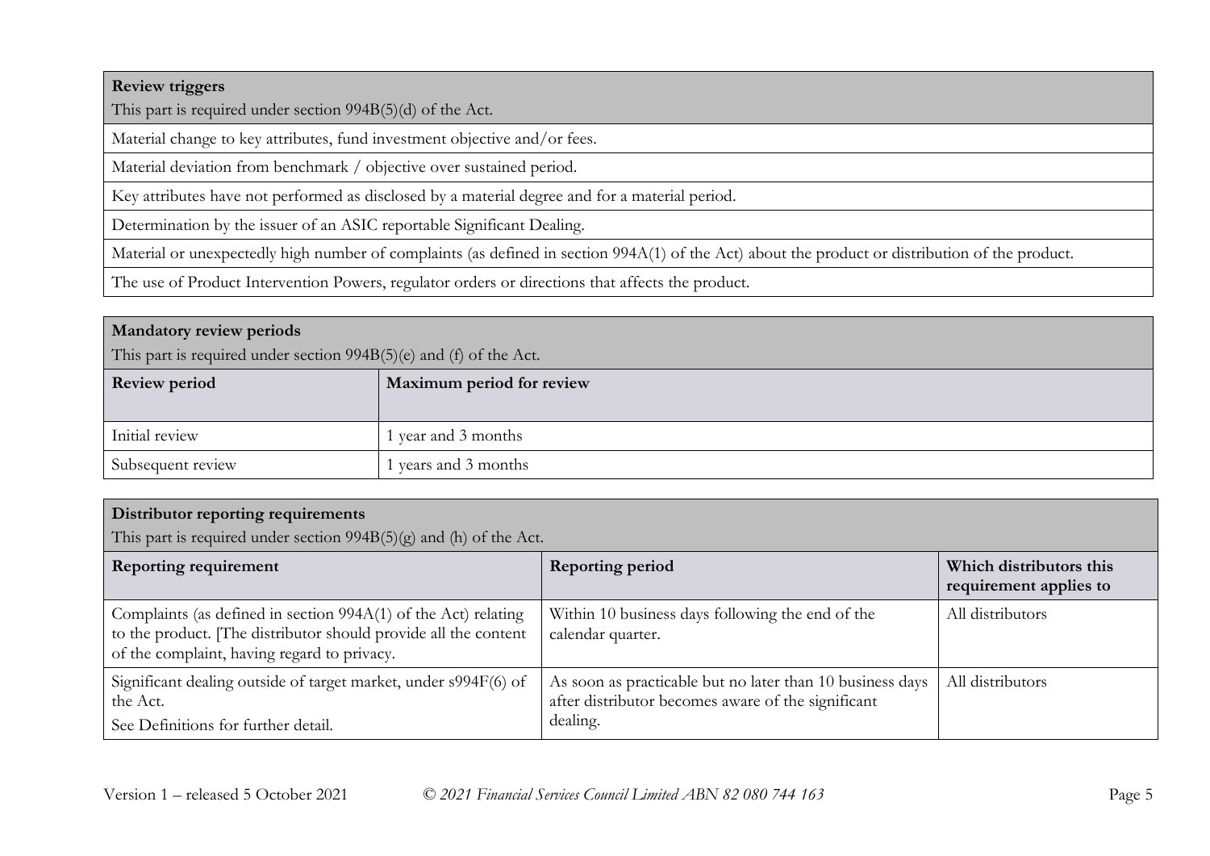| **Review triggers**<br>This part is required under section 994B(5)(d) of the Act. |
| --- |
| Material change to key attributes, fund investment objective and/or fees. |
| Material deviation from benchmark / objective over sustained period. |
| Key attributes have not performed as disclosed by a material degree and for a material period. |
| Determination by the issuer of an ASIC reportable Significant Dealing. |
| Material or unexpectedly high number of complaints (as defined in section 994A(1) of the Act) about the product or distribution of the product. |
| The use of Product Intervention Powers, regulator orders or directions that affects the product. |

| **Mandatory review periods**<br>This part is required under section 994B(5)(e) and (f) of the Act. | |
| --- | --- |
| **Review period** | **Maximum period for review** |
| Initial review | 1 year and 3 months |
| Subsequent review | 1 years and 3 months |

| **Distributor reporting requirements**<br>This part is required under section 994B(5)(g) and (h) of the Act. | | |
| --- | --- | --- |
| **Reporting requirement** | **Reporting period** | **Which distributors this requirement applies to** |
| Complaints (as defined in section 994A(1) of the Act) relating to the product. [The distributor should provide all the content of the complaint, having regard to privacy. | Within 10 business days following the end of the calendar quarter. | All distributors |
| Significant dealing outside of target market, under s994F(6) of the Act.<br>See Definitions for further detail. | As soon as practicable but no later than 10 business days after distributor becomes aware of the significant dealing. | All distributors |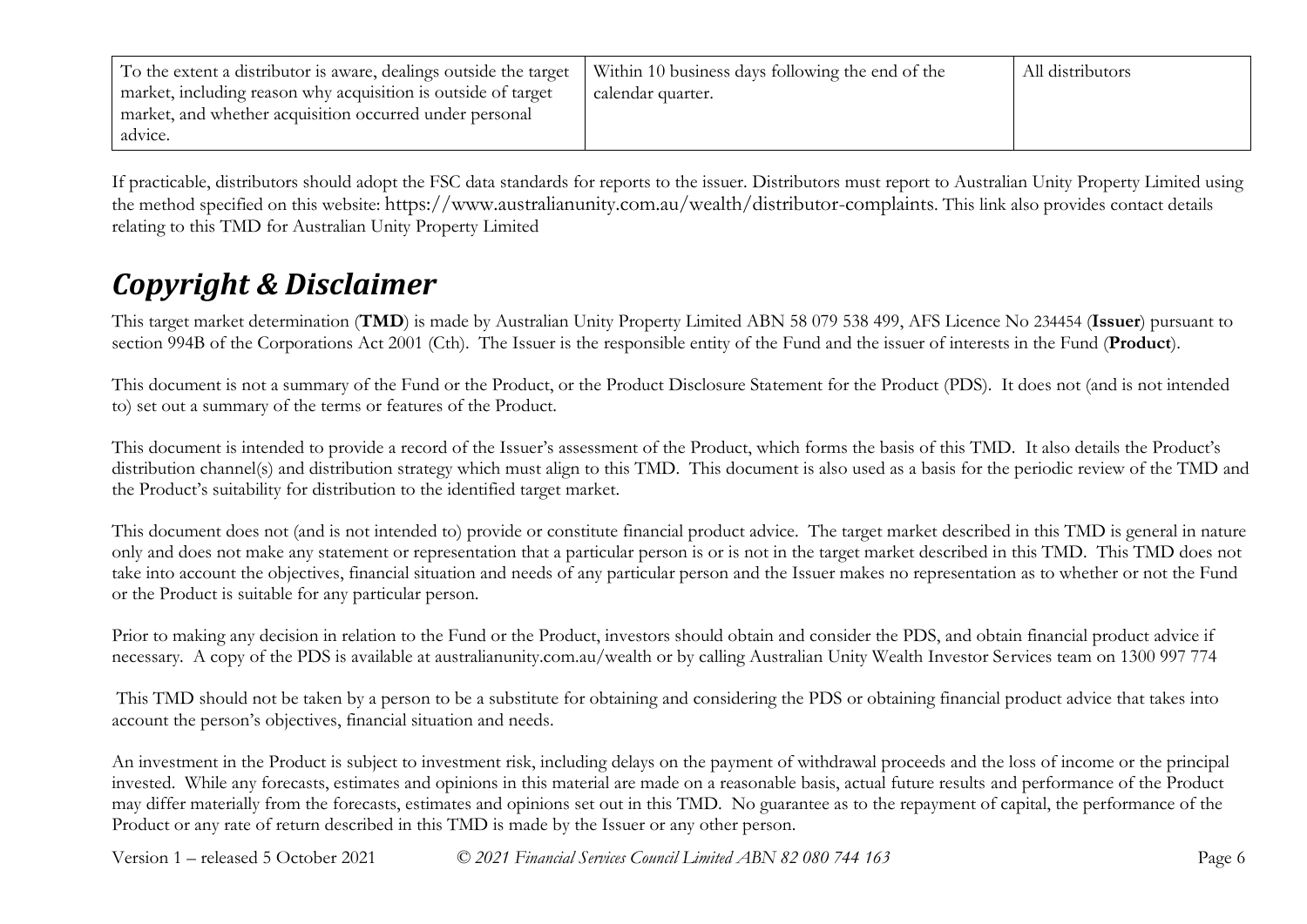| To the extent a distributor is aware, dealings outside the target market, including reason why acquisition is outside of target market, and whether acquisition occurred under personal advice. | Within 10 business days following the end of the calendar quarter. | All distributors |
|---|---|---|

If practicable, distributors should adopt the FSC data standards for reports to the issuer. Distributors must report to Australian Unity Property Limited using the method specified on this website: https://www.australianunity.com.au/wealth/distributor-complaints. This link also provides contact details relating to this TMD for Australian Unity Property Limited

## *Copyright & Disclaimer*

This target market determination (**TMD**) is made by Australian Unity Property Limited ABN 58 079 538 499, AFS Licence No 234454 (**Issuer**) pursuant to section 994B of the Corporations Act 2001 (Cth). The Issuer is the responsible entity of the Fund and the issuer of interests in the Fund (**Product**).

This document is not a summary of the Fund or the Product, or the Product Disclosure Statement for the Product (PDS). It does not (and is not intended to) set out a summary of the terms or features of the Product.

This document is intended to provide a record of the Issuer's assessment of the Product, which forms the basis of this TMD. It also details the Product's distribution channel(s) and distribution strategy which must align to this TMD. This document is also used as a basis for the periodic review of the TMD and the Product's suitability for distribution to the identified target market.

This document does not (and is not intended to) provide or constitute financial product advice. The target market described in this TMD is general in nature only and does not make any statement or representation that a particular person is or is not in the target market described in this TMD. This TMD does not take into account the objectives, financial situation and needs of any particular person and the Issuer makes no representation as to whether or not the Fund or the Product is suitable for any particular person.

Prior to making any decision in relation to the Fund or the Product, investors should obtain and consider the PDS, and obtain financial product advice if necessary. A copy of the PDS is available at australianunity.com.au/wealth or by calling Australian Unity Wealth Investor Services team on 1300 997 774

This TMD should not be taken by a person to be a substitute for obtaining and considering the PDS or obtaining financial product advice that takes into account the person's objectives, financial situation and needs.

An investment in the Product is subject to investment risk, including delays on the payment of withdrawal proceeds and the loss of income or the principal invested. While any forecasts, estimates and opinions in this material are made on a reasonable basis, actual future results and performance of the Product may differ materially from the forecasts, estimates and opinions set out in this TMD. No guarantee as to the repayment of capital, the performance of the Product or any rate of return described in this TMD is made by the Issuer or any other person.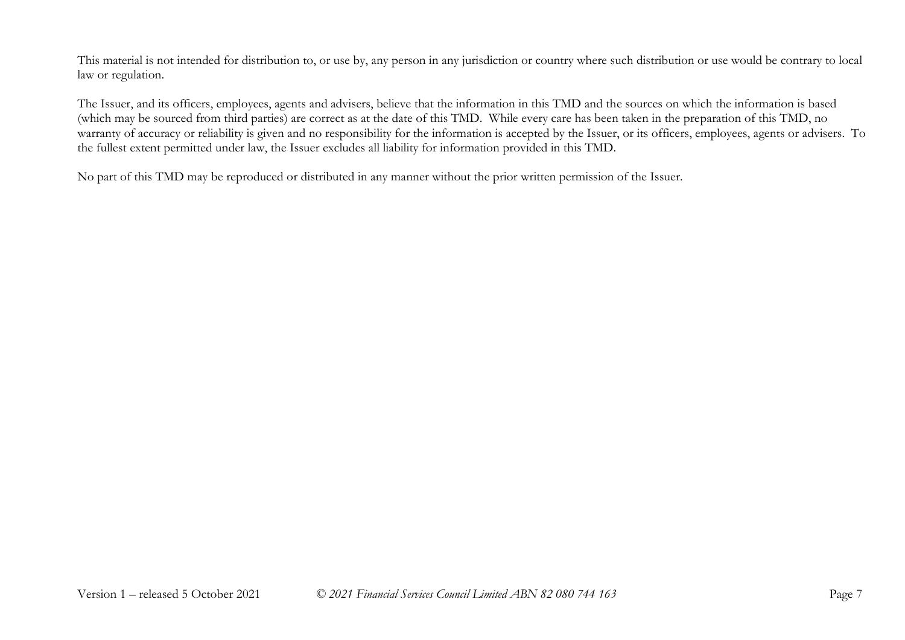This material is not intended for distribution to, or use by, any person in any jurisdiction or country where such distribution or use would be contrary to local law or regulation.

The Issuer, and its officers, employees, agents and advisers, believe that the information in this TMD and the sources on which the information is based (which may be sourced from third parties) are correct as at the date of this TMD. While every care has been taken in the preparation of this TMD, no warranty of accuracy or reliability is given and no responsibility for the information is accepted by the Issuer, or its officers, employees, agents or advisers. To the fullest extent permitted under law, the Issuer excludes all liability for information provided in this TMD.

No part of this TMD may be reproduced or distributed in any manner without the prior written permission of the Issuer.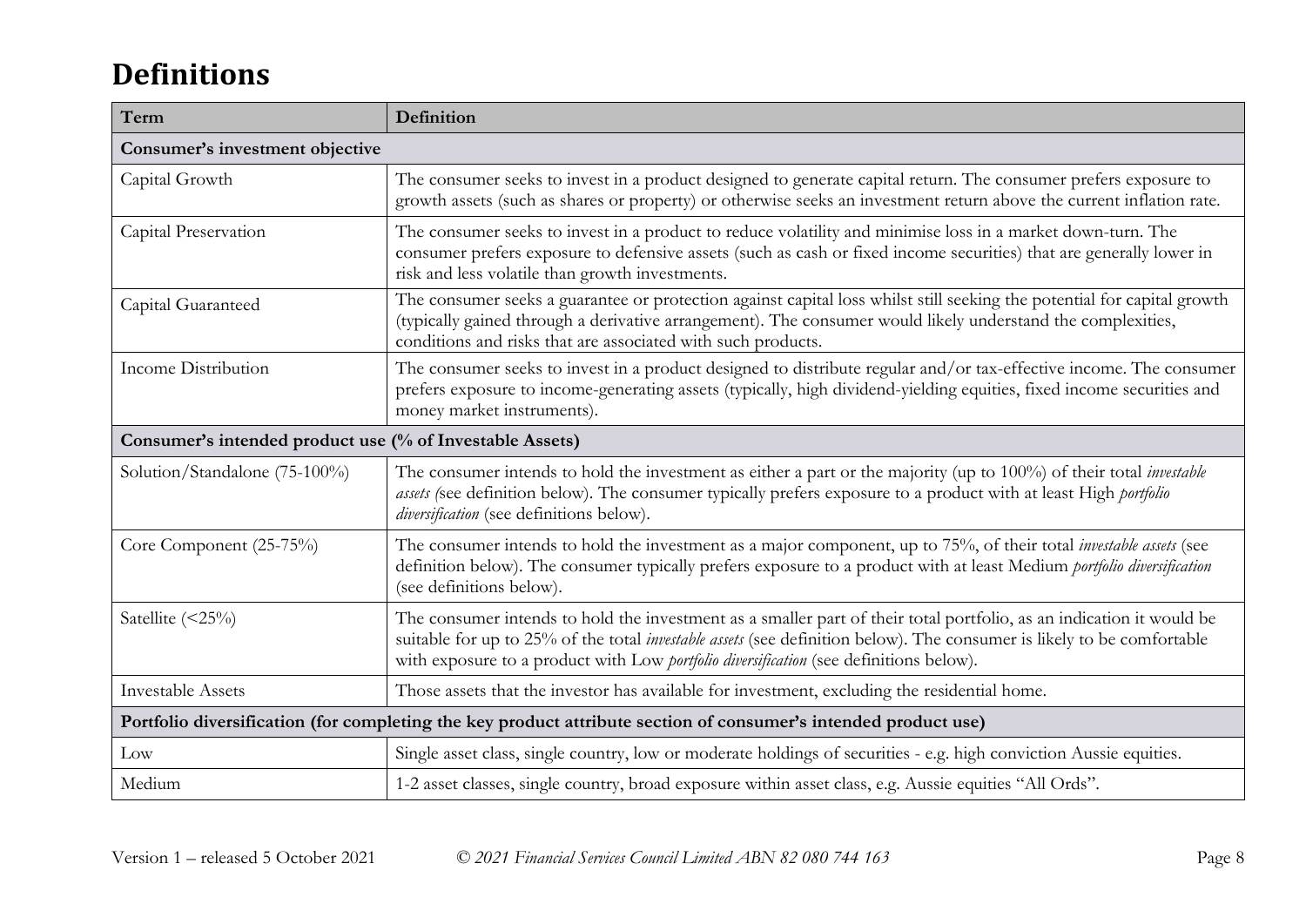# Definitions

| Term | Definition |
|---|---|
| **Consumer's investment objective** | |
| Capital Growth | The consumer seeks to invest in a product designed to generate capital return. The consumer prefers exposure to growth assets (such as shares or property) or otherwise seeks an investment return above the current inflation rate. |
| Capital Preservation | The consumer seeks to invest in a product to reduce volatility and minimise loss in a market down-turn. The consumer prefers exposure to defensive assets (such as cash or fixed income securities) that are generally lower in risk and less volatile than growth investments. |
| Capital Guaranteed | The consumer seeks a guarantee or protection against capital loss whilst still seeking the potential for capital growth (typically gained through a derivative arrangement). The consumer would likely understand the complexities, conditions and risks that are associated with such products. |
| Income Distribution | The consumer seeks to invest in a product designed to distribute regular and/or tax-effective income. The consumer prefers exposure to income-generating assets (typically, high dividend-yielding equities, fixed income securities and money market instruments). |
| **Consumer's intended product use (% of Investable Assets)** | |
| Solution/Standalone (75-100%) | The consumer intends to hold the investment as either a part or the majority (up to 100%) of their total *investable assets (*see definition below). The consumer typically prefers exposure to a product with at least High *portfolio diversification* (see definitions below). |
| Core Component (25-75%) | The consumer intends to hold the investment as a major component, up to 75%, of their total *investable assets* (see definition below). The consumer typically prefers exposure to a product with at least Medium *portfolio diversification* (see definitions below). |
| Satellite (<25%) | The consumer intends to hold the investment as a smaller part of their total portfolio, as an indication it would be suitable for up to 25% of the total *investable assets* (see definition below). The consumer is likely to be comfortable with exposure to a product with Low *portfolio diversification* (see definitions below). |
| Investable Assets | Those assets that the investor has available for investment, excluding the residential home. |
| **Portfolio diversification (for completing the key product attribute section of consumer's intended product use)** | |
| Low | Single asset class, single country, low or moderate holdings of securities - e.g. high conviction Aussie equities. |
| Medium | 1-2 asset classes, single country, broad exposure within asset class, e.g. Aussie equities "All Ords". |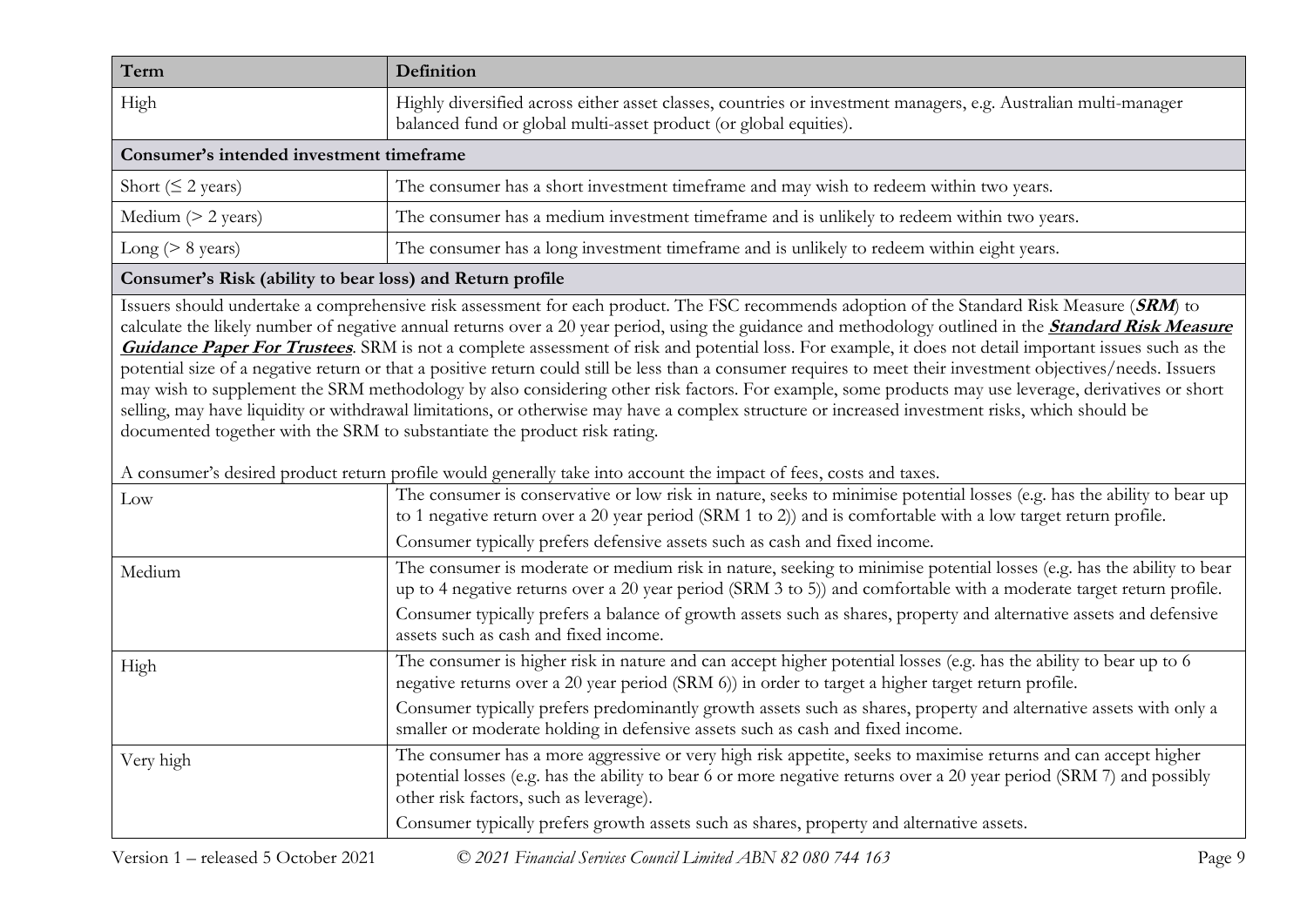| Term | Definition |
|---|---|
| High | Highly diversified across either asset classes, countries or investment managers, e.g. Australian multi-manager balanced fund or global multi-asset product (or global equities). |
| **Consumer's intended investment timeframe** | |
| Short (≤ 2 years) | The consumer has a short investment timeframe and may wish to redeem within two years. |
| Medium (> 2 years) | The consumer has a medium investment timeframe and is unlikely to redeem within two years. |
| Long (> 8 years) | The consumer has a long investment timeframe and is unlikely to redeem within eight years. |
| **Consumer's Risk (ability to bear loss) and Return profile** | |
| Issuers should undertake a comprehensive risk assessment for each product. The FSC recommends adoption of the Standard Risk Measure (***SRM***) to calculate the likely number of negative annual returns over a 20 year period, using the guidance and methodology outlined in the ***Standard Risk Measure Guidance Paper For Trustees***. SRM is not a complete assessment of risk and potential loss. For example, it does not detail important issues such as the potential size of a negative return or that a positive return could still be less than a consumer requires to meet their investment objectives/needs. Issuers may wish to supplement the SRM methodology by also considering other risk factors. For example, some products may use leverage, derivatives or short selling, may have liquidity or withdrawal limitations, or otherwise may have a complex structure or increased investment risks, which should be documented together with the SRM to substantiate the product risk rating. <br><br> A consumer's desired product return profile would generally take into account the impact of fees, costs and taxes. | |
| Low | The consumer is conservative or low risk in nature, seeks to minimise potential losses (e.g. has the ability to bear up to 1 negative return over a 20 year period (SRM 1 to 2)) and is comfortable with a low target return profile. <br> Consumer typically prefers defensive assets such as cash and fixed income. |
| Medium | The consumer is moderate or medium risk in nature, seeking to minimise potential losses (e.g. has the ability to bear up to 4 negative returns over a 20 year period (SRM 3 to 5)) and comfortable with a moderate target return profile. <br> Consumer typically prefers a balance of growth assets such as shares, property and alternative assets and defensive assets such as cash and fixed income. |
| High | The consumer is higher risk in nature and can accept higher potential losses (e.g. has the ability to bear up to 6 negative returns over a 20 year period (SRM 6)) in order to target a higher target return profile. <br> Consumer typically prefers predominantly growth assets such as shares, property and alternative assets with only a smaller or moderate holding in defensive assets such as cash and fixed income. |
| Very high | The consumer has a more aggressive or very high risk appetite, seeks to maximise returns and can accept higher potential losses (e.g. has the ability to bear 6 or more negative returns over a 20 year period (SRM 7) and possibly other risk factors, such as leverage). <br> Consumer typically prefers growth assets such as shares, property and alternative assets. |

Version 1 – released 5 October 2021 *© 2021 Financial Services Council Limited ABN 82 080 744 163*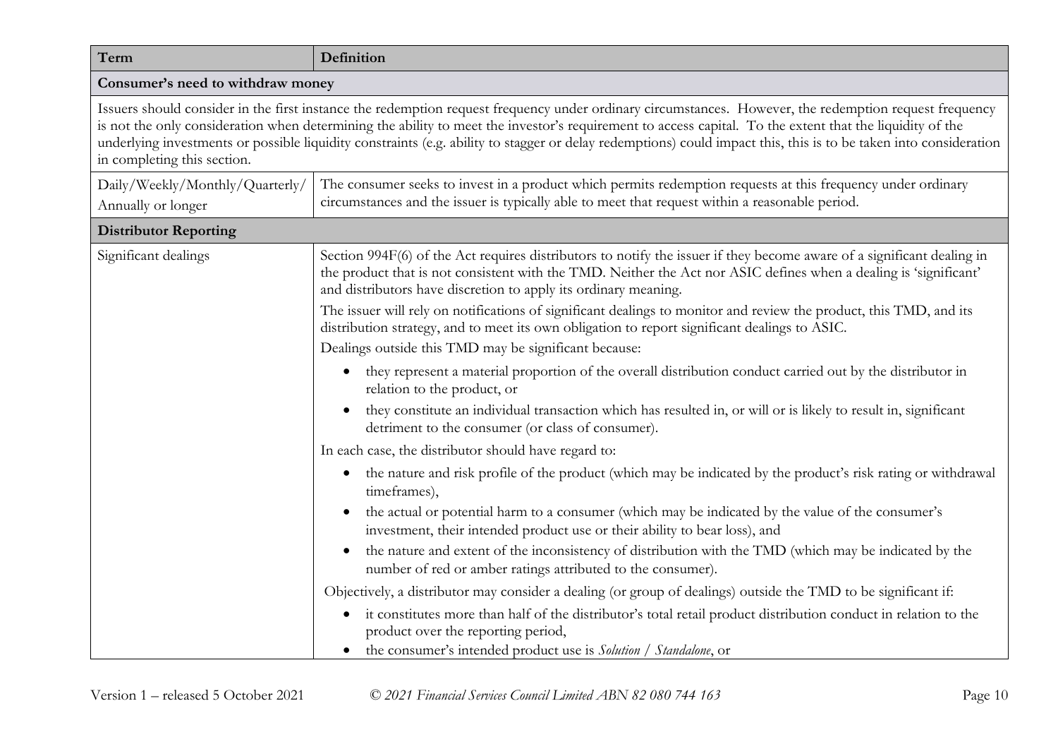| Term | Definition |
| --- | --- |
| **Consumer's need to withdraw money** | |
| Issuers should consider in the first instance the redemption request frequency under ordinary circumstances. However, the redemption request frequency is not the only consideration when determining the ability to meet the investor's requirement to access capital. To the extent that the liquidity of the underlying investments or possible liquidity constraints (e.g. ability to stagger or delay redemptions) could impact this, this is to be taken into consideration in completing this section. | |
| Daily/Weekly/Monthly/Quarterly/ Annually or longer | The consumer seeks to invest in a product which permits redemption requests at this frequency under ordinary circumstances and the issuer is typically able to meet that request within a reasonable period. |
| **Distributor Reporting** | |
| Significant dealings | Section 994F(6) of the Act requires distributors to notify the issuer if they become aware of a significant dealing in the product that is not consistent with the TMD. Neither the Act nor ASIC defines when a dealing is 'significant' and distributors have discretion to apply its ordinary meaning.<br><br>The issuer will rely on notifications of significant dealings to monitor and review the product, this TMD, and its distribution strategy, and to meet its own obligation to report significant dealings to ASIC.<br><br>Dealings outside this TMD may be significant because:<br>• they represent a material proportion of the overall distribution conduct carried out by the distributor in relation to the product, or<br>• they constitute an individual transaction which has resulted in, or will or is likely to result in, significant detriment to the consumer (or class of consumer).<br><br>In each case, the distributor should have regard to:<br>• the nature and risk profile of the product (which may be indicated by the product's risk rating or withdrawal timeframes),<br>• the actual or potential harm to a consumer (which may be indicated by the value of the consumer's investment, their intended product use or their ability to bear loss), and<br>• the nature and extent of the inconsistency of distribution with the TMD (which may be indicated by the number of red or amber ratings attributed to the consumer).<br><br>Objectively, a distributor may consider a dealing (or group of dealings) outside the TMD to be significant if:<br>• it constitutes more than half of the distributor's total retail product distribution conduct in relation to the product over the reporting period,<br>• the consumer's intended product use is *Solution / Standalone*, or |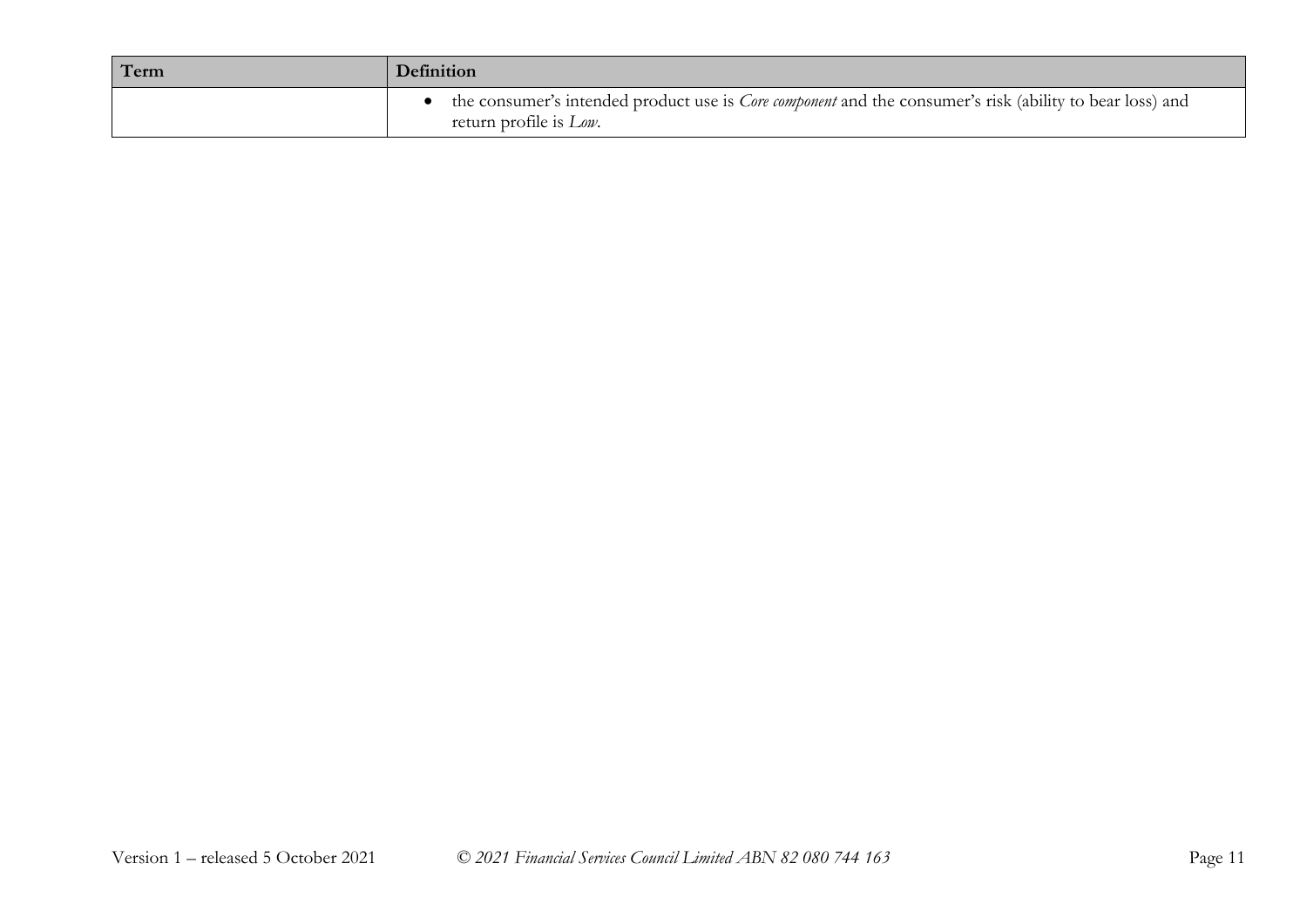| Term | Definition |
| --- | --- |
| | • the consumer's intended product use is *Core component* and the consumer's risk (ability to bear loss) and return profile is *Low*. |